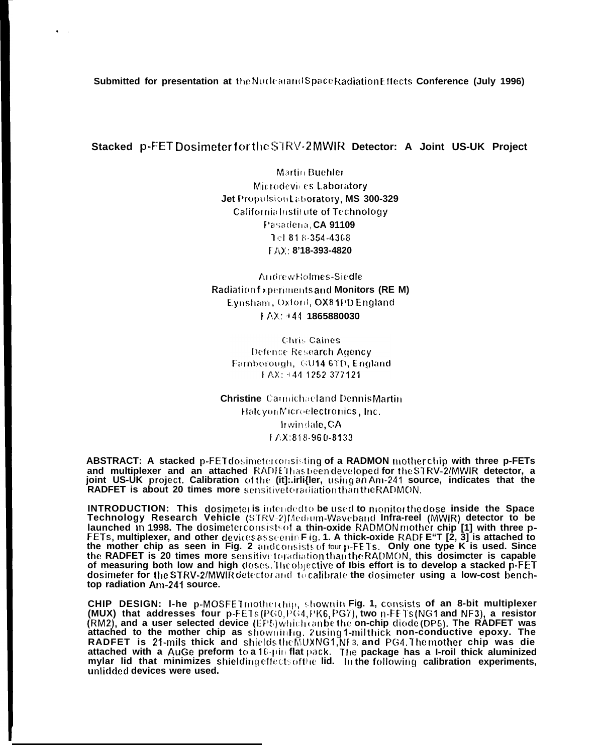Submitted for presentation at the Nuclear and Space Radiation Effects Conference (July 1996)

## Stacked p-FET Dosimeter for the STRV-2 MWIR Detector: A Joint US-UK Project

Martin Buehler
Microdevices Laboratory
Jet Propulsion Laboratory, MS 300-329
California Institute of Technology
Pasadena, CA 91109
Tel 818-354-4368
FAX: 8'18-393-4820

Andrew Holmes-Siedle
Radiation Experiments and Monitors (REM)
Eynsham, Oxford, OX8 1PD England
FAX: +44 1865880030

Chris Caines
Defence Research Agency
Farnborough, GU14 6TD, England
FAX: +44 1252 377121

Christine Carmichael and Dennis Martin
Halcyon Microelectronics, Inc.
Irwindale, CA
FAX: 818-960-8133

**ABSTRACT: A stacked p-FET dosimeter consisting of a RADMON mother chip with three p-FETs and multiplexer and an attached RADFET has been developed for the STRV-2/MWIR detector, a joint US-UK project. Calibration of the (it]:.irli{ler, using an Am-241 source, indicates that the RADFET is about 20 times more sensitive to radiation than the RADMON.**

**INTRODUCTION: This dosimeter is intended to be used to monitor the dose inside the Space Technology Research Vehicle (STRV-2) Medium-Waveband Infra-reel (MWIR) detector to be launched in 1998. The dosimeter consists of a thin-oxide RADMON mother chip [1] with three p-FETs, multiplexer, and other devices as seen in Fig. 1. A thick-oxide RADFE"T [2, 3] is attached to the mother chip as seen in Fig. 2 and consists of four p-FETs. Only one type K is used. Since the RADFET is 20 times more sensitive to radiation than the RADMON, this dosimcter is capable of measuring both low and high doses. The objective of Ibis effort is to develop a stacked p-FET dosimeter for the STRV-2/MWIR detector and to calibrate the dosimeter using a low-cost bench-top radiation Am-241 source.**

**CHIP DESIGN: I-he p-MOSFET mother chip, shown in Fig. 1, consists of an 8-bit multiplexer (MUX) that addresses four p-FETs (PG0, PG4, PK6, PG7), two n-FETs (NG1 and NF3), a resistor (RM2), and a user selected device (EP5) which can be the on-chip diode (DP5). The RADFET was attached to the mother chip as shown in Fig. 2 using 1-mil thick non-conductive epoxy. The RADFET is 21-mils thick and shields the MUX NG1, NF3, and PG4. The mother chip was die attached with a AuGe preform to a 16-pin flat pack. The package has a I-roil thick aluminized mylar lid that minimizes shielding effects of the lid. In the following calibration experiments, unlidded devices were used.**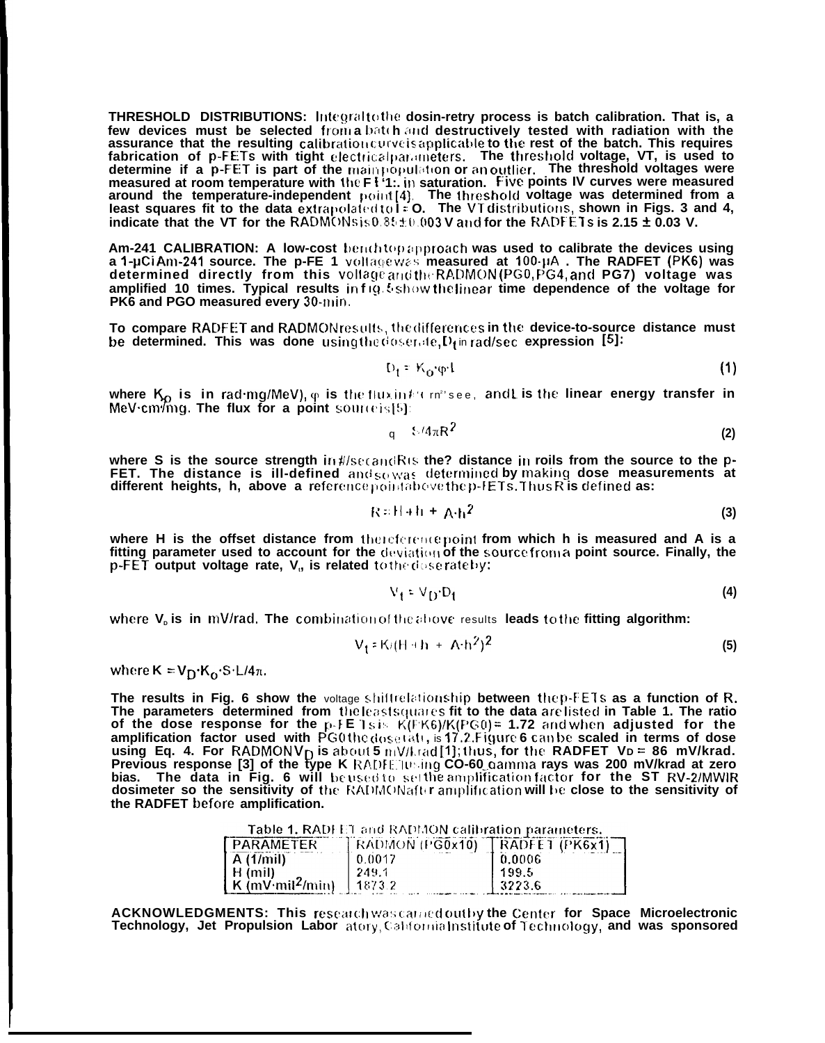**THRESHOLD DISTRIBUTIONS:** Integral to the dosimetry process is batch calibration. That is, a few devices must be selected from a batch and destructively tested with radiation with the assurance that the resulting calibration curve is applicable to the rest of the batch. This requires fabrication of p-FETs with tight electrical parameters. The threshold voltage, VT, is used to determine if a p-FET is part of the main population or an outlier. The threshold voltages were measured at room temperature with the FET in saturation. Five points IV curves were measured around the temperature-independent point [4]. The threshold voltage was determined from a least squares fit to the data extrapolated to I = O. The VT distributions, shown in Figs. 3 and 4, indicate that the VT for the RADMONs is 0.85 ± 0.003 V and for the RADFETs is 2.15 ± 0.03 V.

**Am-241 CALIBRATION:** A low-cost benchtop approach was used to calibrate the devices using a 1-µCi Am-241 source. The p-FET voltage was measured at 100-µA. The RADFET (PK6) was determined directly from this voltage and the RADMON (PG0, PG4, and PG7) voltage was amplified 10 times. Typical results in Fig. 5 show the linear time dependence of the voltage for PK6 and PGO measured every 30-min.

To compare RADFET and RADMON results, the differences in the device-to-source distance must be determined. This was done using the dose rate, $D_t$ in rad/sec expression [5]:

$$D_t = K_o \cdot \varphi \cdot L \tag{1}$$

where $K_o$ is in rad·mg/MeV), $\varphi$ is the flux in #/cm²sec, and L is the linear energy transfer in MeV·cm²/mg. The flux for a point source is [5]:

$$\varphi = S/4\pi R^2 \tag{2}$$

where S is the source strength in #/sec and R is the distance in mils from the source to the p-FET. The distance is ill-defined and so was determined by making dose measurements at different heights, h, above a reference point above the p-FETs. Thus R is defined as:

$$R = H + h + A \cdot h^2 \tag{3}$$

where H is the offset distance from the reference point from which h is measured and A is a fitting parameter used to account for the deviation of the source from a point source. Finally, the p-FET output voltage rate, $V_t$, is related to the dose rate by:

$$V_t = V_D \cdot D_t \tag{4}$$

where $V_D$ is in mV/rad. The combination of the above results leads to the fitting algorithm:

$$V_t = K/(H + h + A \cdot h^2)^2 \tag{5}$$

where $K = V_D \cdot K_o \cdot S \cdot L/4\pi$.

The results in Fig. 6 show the voltage shift relationship between the p-FETs as a function of R. The parameters determined from the least squares fit to the data are listed in Table 1. The ratio of the dose response for the p-FETs is K(PK6)/K(PG0) = 1.72 and when adjusted for the amplification factor used with PG0 the dose ratio is 17.2. Figure 6 can be scaled in terms of dose using Eq. 4. For RADMON $V_D$ is about 5 mV/krad [1]; thus, for the RADFET $V_D$ = 86 mV/krad. Previous response [3] of the type K RADFET using CO-60 gamma rays was 200 mV/krad at zero bias. The data in Fig. 6 will be used to set the amplification factor for the ST RV-2/MWIR dosimeter so the sensitivity of the RADMON after amplification will be close to the sensitivity of the RADFET before amplification.

Table 1. RADFET and RADMON calibration parameters.

| PARAMETER | RADMON (PG0x10) | RADFET (PK6x1) |
|---|---|---|
| A (1/mil) | 0.0017 | 0.0006 |
| H (mil) | 249.1 | 199.5 |
| K (mV·mil²/min) | 1873.2 | 3223.6 |

**ACKNOWLEDGMENTS:** This research was carried out by the Center for Space Microelectronic Technology, Jet Propulsion Laboratory, California Institute of Technology, and was sponsored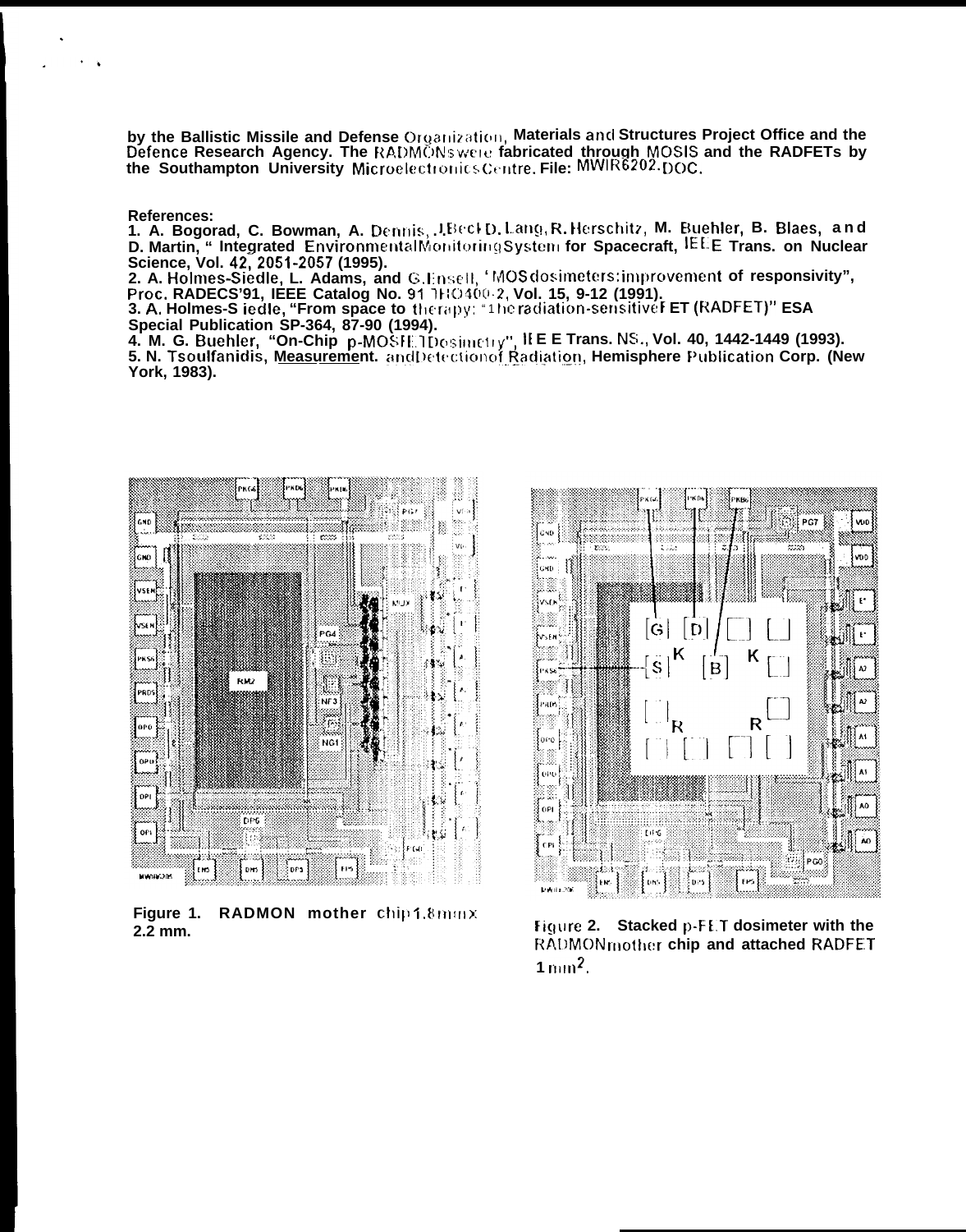by the Ballistic Missile and Defense Organization, Materials and Structures Project Office and the Defence Research Agency. The RADMONs were fabricated through MOSIS and the RADFETs by the Southampton University Microelectronics Centre. File: MWIR6202.DOC.

**References:**

1. A. Bogorad, C. Bowman, A. Dennis, J. Beck D. Lang, R. Herschitz, M. Buehler, B. Blaes, and D. Martin, " Integrated Environmental Monitoring System for Spacecraft, IEEE Trans. on Nuclear Science, Vol. 42, 2051-2057 (1995).
2. A. Holmes-Siedle, L. Adams, and G. Ensell, 'MOS dosimeters: improvement of responsivity", Proc. RADECS'91, IEEE Catalog No. 91 TH0400-2, Vol. 15, 9-12 (1991).
3. A. Holmes-Siedle, "From space to therapy: "The radiation-sensitive FET (RADFET)" ESA Special Publication SP-364, 87-90 (1994).
4. M. G. Buehler, "On-Chip p-MOSFET Dosimetry", IEEE Trans. NS., Vol. 40, 1442-1449 (1993).
5. N. Tsoulfanidis, Measurement and Detection of Radiation, Hemisphere Publication Corp. (New York, 1983).

Figure 1. RADMON mother chip 1.8 mm x 2.2 mm.

Figure 2. Stacked p-FET dosimeter with the RADMON mother chip and attached RADFET 1 mm$^2$.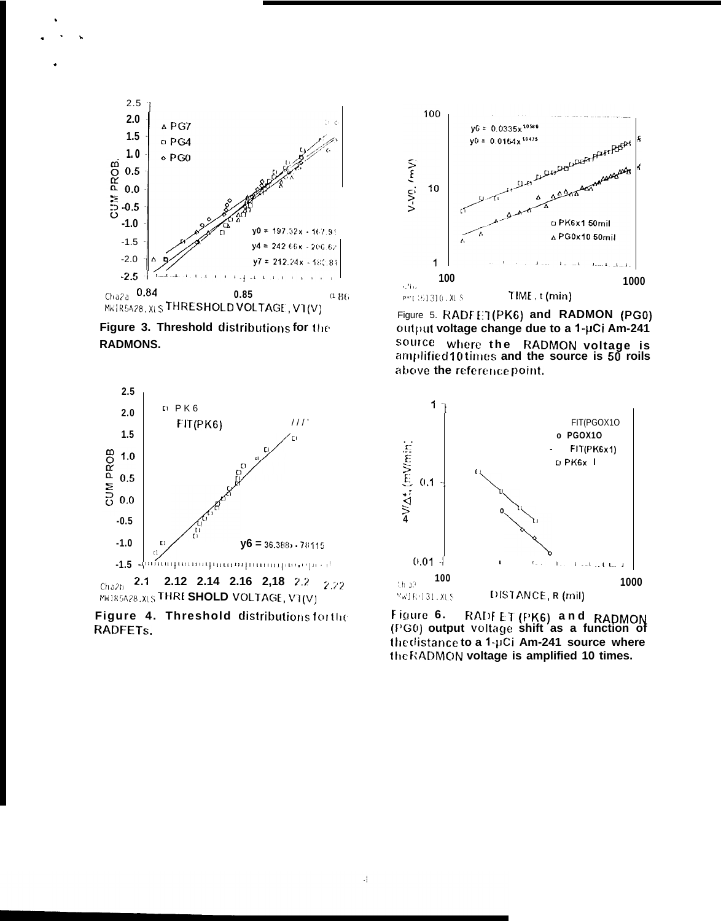2.5
2.0
1.5
1.0
0.5
0.0
-0.5
-1.0
-1.5
-2.0
-2.5

CUM PROB.

△ PG7
□ PG4
◇ PG0

y0 = 197.32x - 167.93
y4 = 242.66x - 206.67
y7 = 212.24x - 180.81

0.84
0.85
0.86

Cha2a
MWIR5A28.XLS THRESHOLD VOLTAGE, VT(V)

**Figure 3. Threshold distributions for the RADMONS.**

100
10
1

V-V0, (mV)

y6 = 0.0335x^1.0569
y0 = 0.0154x^1.0475

□ PK6x1 50mil
△ PG0x10 50mil

100
1000

TIME, t (min)

**Figure 5. RADFET (PK6) and RADMON (PG0) output voltage change due to a 1-µCi Am-241 source where the RADMON voltage is amplified 10 times and the source is 50 roils above the reference point.**

2.5
2.0
1.5
1.0
0.5
0.0
-0.5
-1.0
-1.5

CUM PROB

□ PK6
FIT(PK6)

y6 = 36.388x - 78.115

2.1 2.12 2.14 2.16 2,18 2.2 2.22

Cha2b
MWIR5A28.XLS THRESHOLD VOLTAGE, VT(V)

**Figure 4. Threshold distributions for the RADFETs.**

1
0.1
0.01

ΔV/Δt, (mV/min)

FIT(PGOX10
o PGOX10
- FIT(PK6x1)
□ PK6x 1

100
1000

MWIR131.XLS DISTANCE, R (mil)

**Figure 6. RADFET (PK6) and RADMON (PG0) output voltage shift as a function of the distance to a 1-µCi Am-241 source where the RADMON voltage is amplified 10 times.**